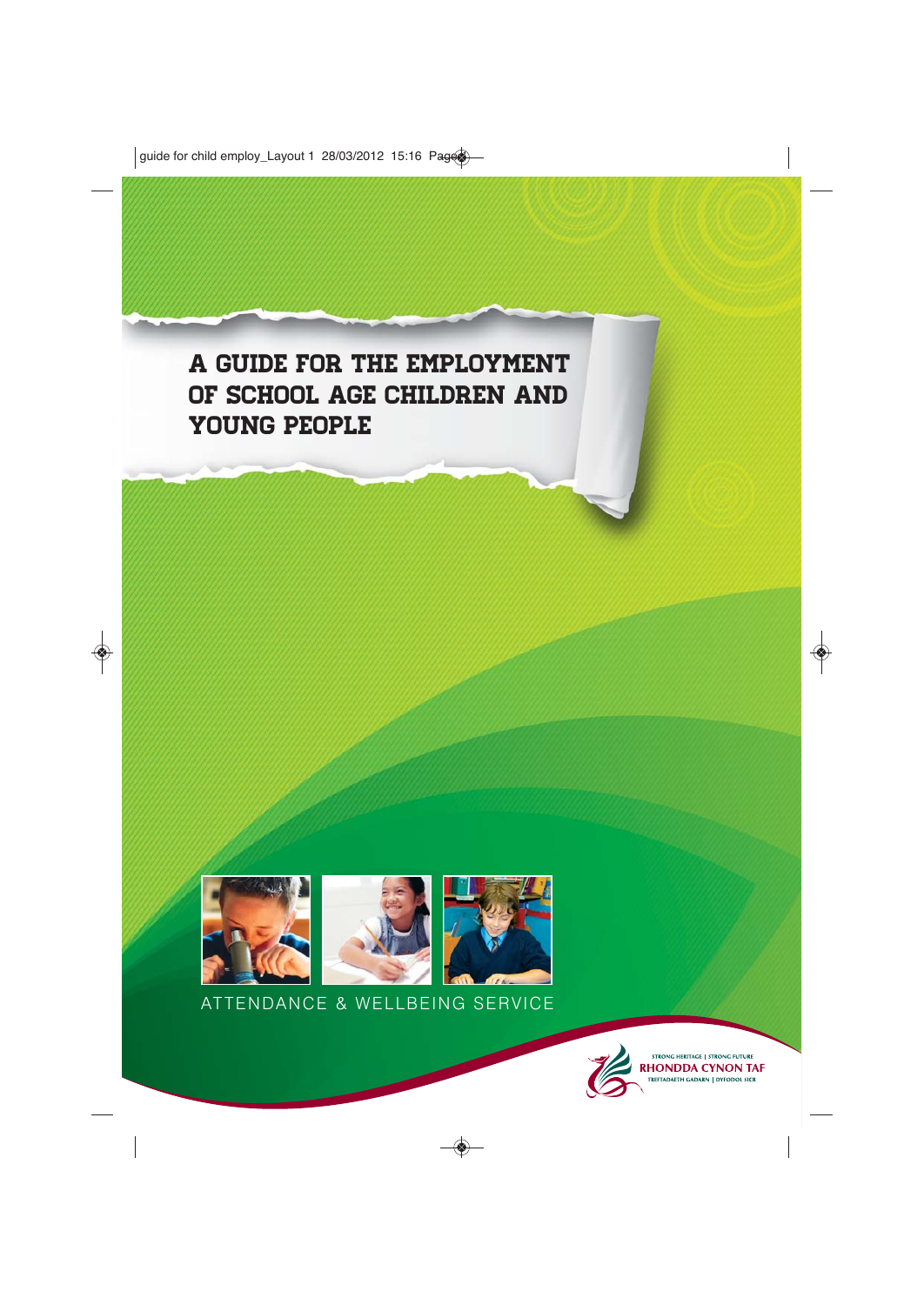# A GUIDE FOR THE EMPLOYMENT OF SCHOOL AGE CHILDREN AND YOUNG PEOPLE

ATTENDANCE & WELLBEING SERVICE

STRONG HERITAGE | STRONG FUTURE
RHONDDA CYNON TAF
TREFTADAETH GADARN | DYFODOL SICR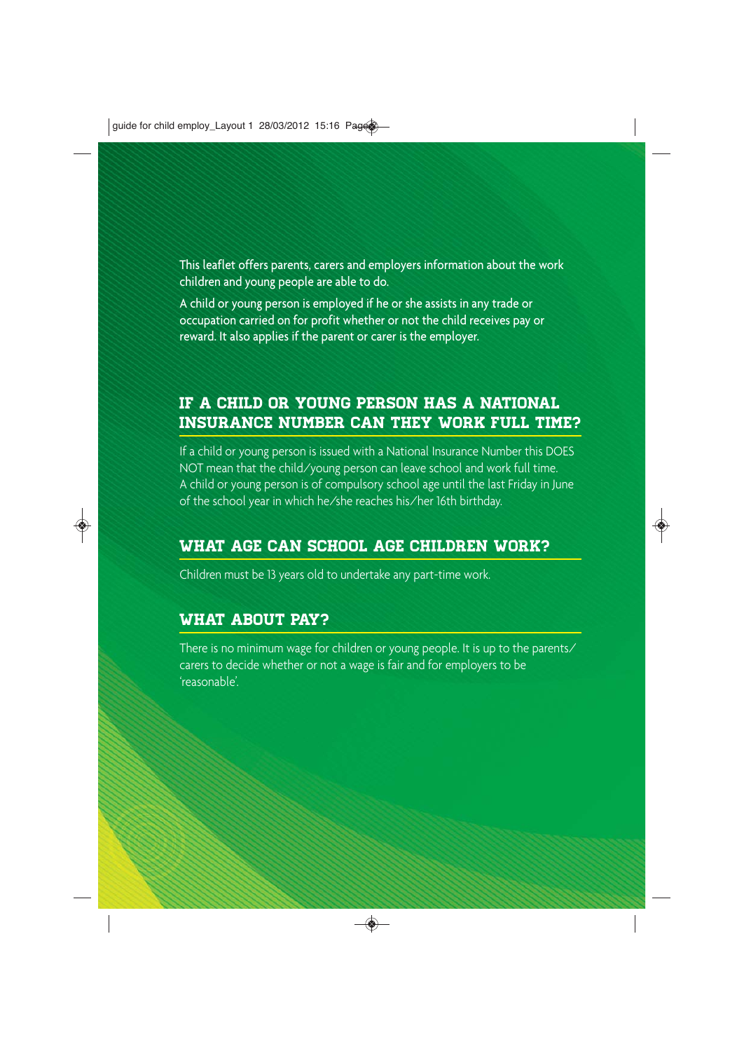This leaflet offers parents, carers and employers information about the work children and young people are able to do.

A child or young person is employed if he or she assists in any trade or occupation carried on for profit whether or not the child receives pay or reward. It also applies if the parent or carer is the employer.

## IF A CHILD OR YOUNG PERSON HAS A NATIONAL INSURANCE NUMBER CAN THEY WORK FULL TIME?

If a child or young person is issued with a National Insurance Number this DOES NOT mean that the child/young person can leave school and work full time. A child or young person is of compulsory school age until the last Friday in June of the school year in which he/she reaches his/her 16th birthday.

## WHAT AGE CAN SCHOOL AGE CHILDREN WORK?

Children must be 13 years old to undertake any part-time work.

## WHAT ABOUT PAY?

There is no minimum wage for children or young people. It is up to the parents/carers to decide whether or not a wage is fair and for employers to be 'reasonable'.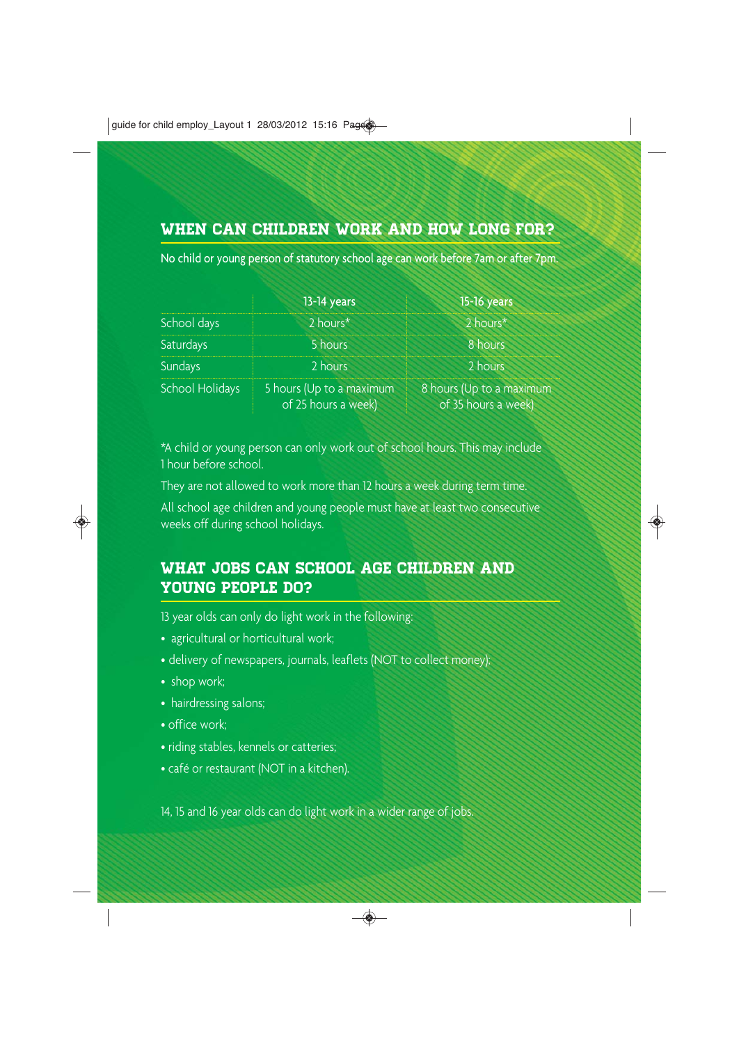## WHEN CAN CHILDREN WORK AND HOW LONG FOR?

No child or young person of statutory school age can work before 7am or after 7pm.

| | 13-14 years | 15-16 years |
|---|---|---|
| School days | 2 hours* | 2 hours* |
| Saturdays | 5 hours | 8 hours |
| Sundays | 2 hours | 2 hours |
| School Holidays | 5 hours (Up to a maximum of 25 hours a week) | 8 hours (Up to a maximum of 35 hours a week) |

*A child or young person can only work out of school hours. This may include 1 hour before school.

They are not allowed to work more than 12 hours a week during term time.

All school age children and young people must have at least two consecutive weeks off during school holidays.

## WHAT JOBS CAN SCHOOL AGE CHILDREN AND YOUNG PEOPLE DO?

13 year olds can only do light work in the following:

- agricultural or horticultural work;
- delivery of newspapers, journals, leaflets (NOT to collect money);
- shop work;
- hairdressing salons;
- office work;
- riding stables, kennels or catteries;
- café or restaurant (NOT in a kitchen).

14, 15 and 16 year olds can do light work in a wider range of jobs.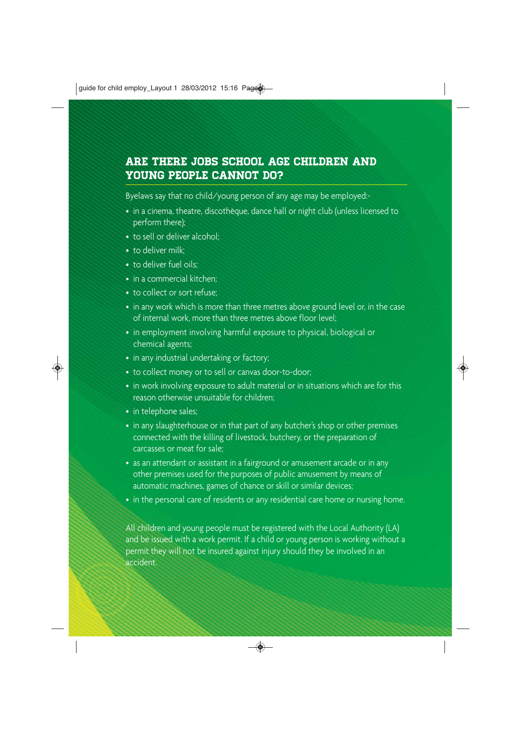## ARE THERE JOBS SCHOOL AGE CHILDREN AND YOUNG PEOPLE CANNOT DO?

Byelaws say that no child/young person of any age may be employed:-

- in a cinema, theatre, discothèque, dance hall or night club (unless licensed to perform there);
- to sell or deliver alcohol;
- to deliver milk;
- to deliver fuel oils;
- in a commercial kitchen;
- to collect or sort refuse;
- in any work which is more than three metres above ground level or, in the case of internal work, more than three metres above floor level;
- in employment involving harmful exposure to physical, biological or chemical agents;
- in any industrial undertaking or factory;
- to collect money or to sell or canvas door-to-door;
- in work involving exposure to adult material or in situations which are for this reason otherwise unsuitable for children;
- in telephone sales;
- in any slaughterhouse or in that part of any butcher's shop or other premises connected with the killing of livestock, butchery, or the preparation of carcasses or meat for sale;
- as an attendant or assistant in a fairground or amusement arcade or in any other premises used for the purposes of public amusement by means of automatic machines, games of chance or skill or similar devices;
- in the personal care of residents or any residential care home or nursing home.

All children and young people must be registered with the Local Authority (LA) and be issued with a work permit. If a child or young person is working without a permit they will not be insured against injury should they be involved in an accident.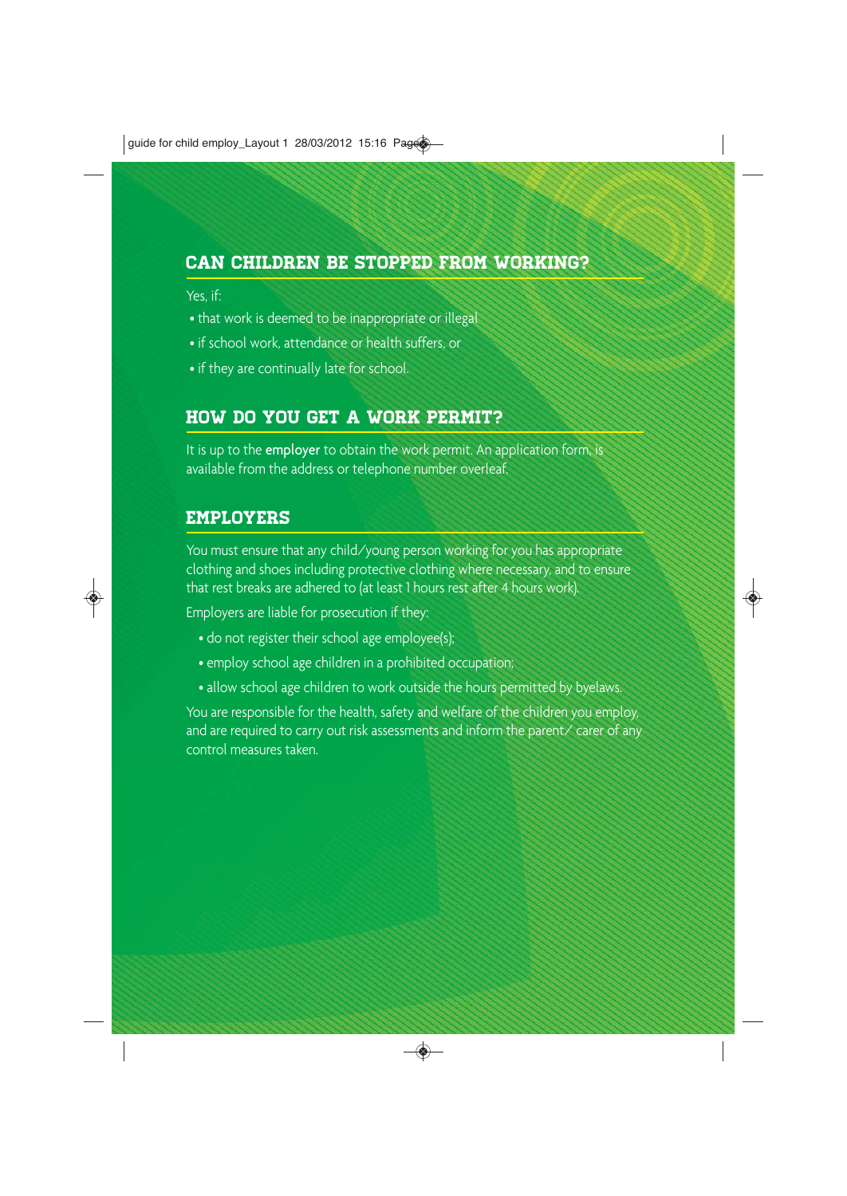## CAN CHILDREN BE STOPPED FROM WORKING?

Yes, if:

- that work is deemed to be inappropriate or illegal
- if school work, attendance or health suffers, or
- if they are continually late for school.

## HOW DO YOU GET A WORK PERMIT?

It is up to the **employer** to obtain the work permit. An application form, is available from the address or telephone number overleaf.

## EMPLOYERS

You must ensure that any child/young person working for you has appropriate clothing and shoes including protective clothing where necessary, and to ensure that rest breaks are adhered to (at least 1 hours rest after 4 hours work).

Employers are liable for prosecution if they:

- do not register their school age employee(s);
- employ school age children in a prohibited occupation;
- allow school age children to work outside the hours permitted by byelaws.

You are responsible for the health, safety and welfare of the children you employ, and are required to carry out risk assessments and inform the parent/ carer of any control measures taken.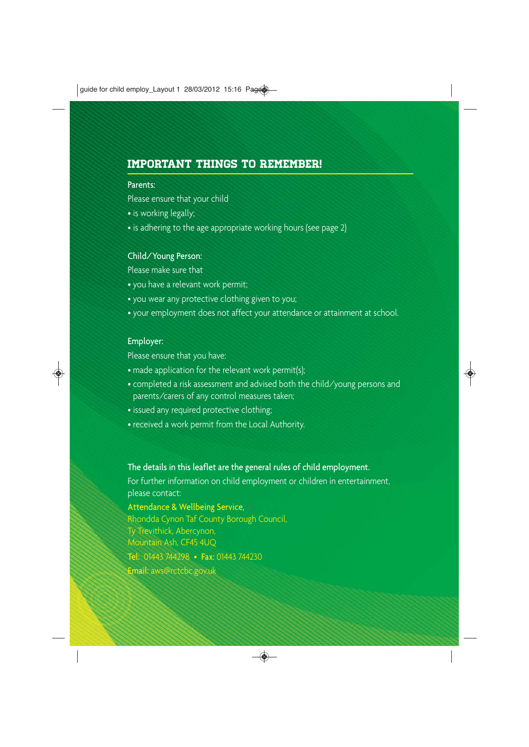## IMPORTANT THINGS TO REMEMBER!

**Parents:**

Please ensure that your child

- is working legally;
- is adhering to the age appropriate working hours (see page 2)

**Child/Young Person:**

Please make sure that

- you have a relevant work permit;
- you wear any protective clothing given to you;
- your employment does not affect your attendance or attainment at school.

**Employer:**

Please ensure that you have:

- made application for the relevant work permit(s);
- completed a risk assessment and advised both the child/young persons and parents/carers of any control measures taken;
- issued any required protective clothing;
- received a work permit from the Local Authority.

**The details in this leaflet are the general rules of child employment.**

For further information on child employment or children in entertainment, please contact:

**Attendance & Wellbeing Service,**
Rhondda Cynon Taf County Borough Council,
Ty Trevithick, Abercynon,
Mountain Ash, CF45 4UQ

**Tel:** 01443 744298 • **Fax:** 01443 744230

**Email:** aws@rctcbc.gov.uk